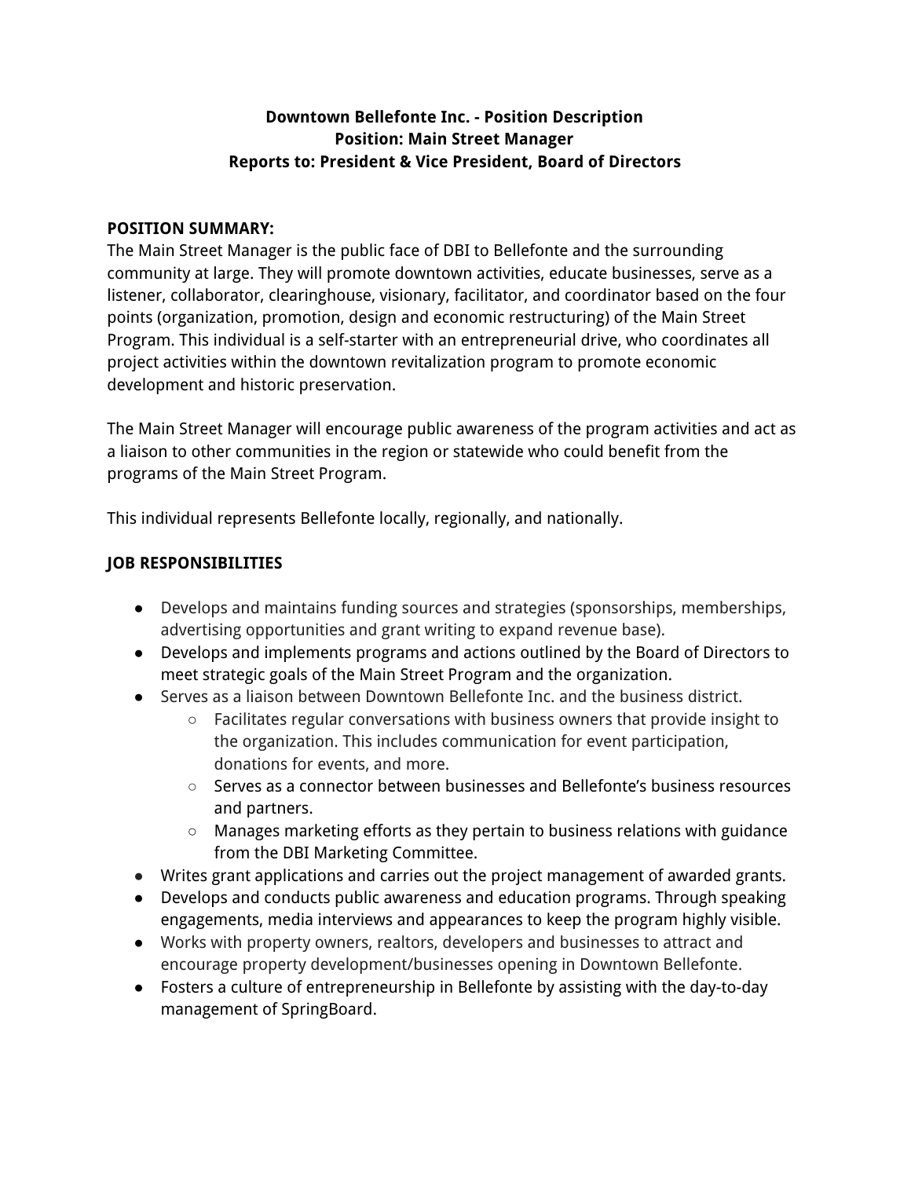**Downtown Bellefonte Inc. - Position Description**
**Position: Main Street Manager**
**Reports to: President & Vice President, Board of Directors**

**POSITION SUMMARY:**

The Main Street Manager is the public face of DBI to Bellefonte and the surrounding community at large. They will promote downtown activities, educate businesses, serve as a listener, collaborator, clearinghouse, visionary, facilitator, and coordinator based on the four points (organization, promotion, design and economic restructuring) of the Main Street Program. This individual is a self-starter with an entrepreneurial drive, who coordinates all project activities within the downtown revitalization program to promote economic development and historic preservation.

The Main Street Manager will encourage public awareness of the program activities and act as a liaison to other communities in the region or statewide who could benefit from the programs of the Main Street Program.

This individual represents Bellefonte locally, regionally, and nationally.

**JOB RESPONSIBILITIES**

- Develops and maintains funding sources and strategies (sponsorships, memberships, advertising opportunities and grant writing to expand revenue base).
- Develops and implements programs and actions outlined by the Board of Directors to meet strategic goals of the Main Street Program and the organization.
- Serves as a liaison between Downtown Bellefonte Inc. and the business district.
    - Facilitates regular conversations with business owners that provide insight to the organization. This includes communication for event participation, donations for events, and more.
    - Serves as a connector between businesses and Bellefonte's business resources and partners.
    - Manages marketing efforts as they pertain to business relations with guidance from the DBI Marketing Committee.
- Writes grant applications and carries out the project management of awarded grants.
- Develops and conducts public awareness and education programs. Through speaking engagements, media interviews and appearances to keep the program highly visible.
- Works with property owners, realtors, developers and businesses to attract and encourage property development/businesses opening in Downtown Bellefonte.
- Fosters a culture of entrepreneurship in Bellefonte by assisting with the day-to-day management of SpringBoard.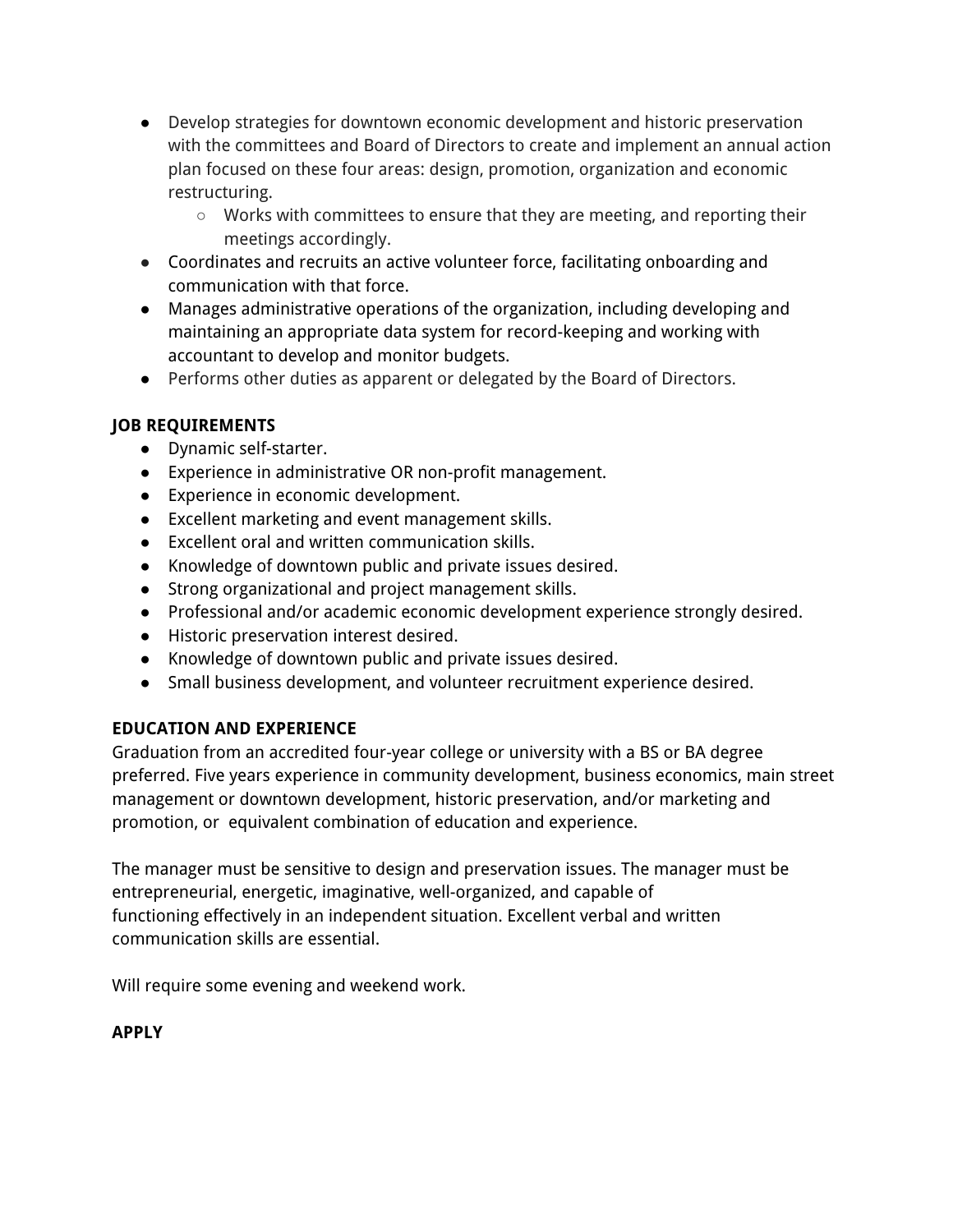- Develop strategies for downtown economic development and historic preservation with the committees and Board of Directors to create and implement an annual action plan focused on these four areas: design, promotion, organization and economic restructuring.
  - Works with committees to ensure that they are meeting, and reporting their meetings accordingly.
- Coordinates and recruits an active volunteer force, facilitating onboarding and communication with that force.
- Manages administrative operations of the organization, including developing and maintaining an appropriate data system for record-keeping and working with accountant to develop and monitor budgets.
- Performs other duties as apparent or delegated by the Board of Directors.

**JOB REQUIREMENTS**

- Dynamic self-starter.
- Experience in administrative OR non-profit management.
- Experience in economic development.
- Excellent marketing and event management skills.
- Excellent oral and written communication skills.
- Knowledge of downtown public and private issues desired.
- Strong organizational and project management skills.
- Professional and/or academic economic development experience strongly desired.
- Historic preservation interest desired.
- Knowledge of downtown public and private issues desired.
- Small business development, and volunteer recruitment experience desired.

**EDUCATION AND EXPERIENCE**

Graduation from an accredited four-year college or university with a BS or BA degree preferred. Five years experience in community development, business economics, main street management or downtown development, historic preservation, and/or marketing and promotion, or equivalent combination of education and experience.

The manager must be sensitive to design and preservation issues. The manager must be entrepreneurial, energetic, imaginative, well-organized, and capable of functioning effectively in an independent situation. Excellent verbal and written communication skills are essential.

Will require some evening and weekend work.

**APPLY**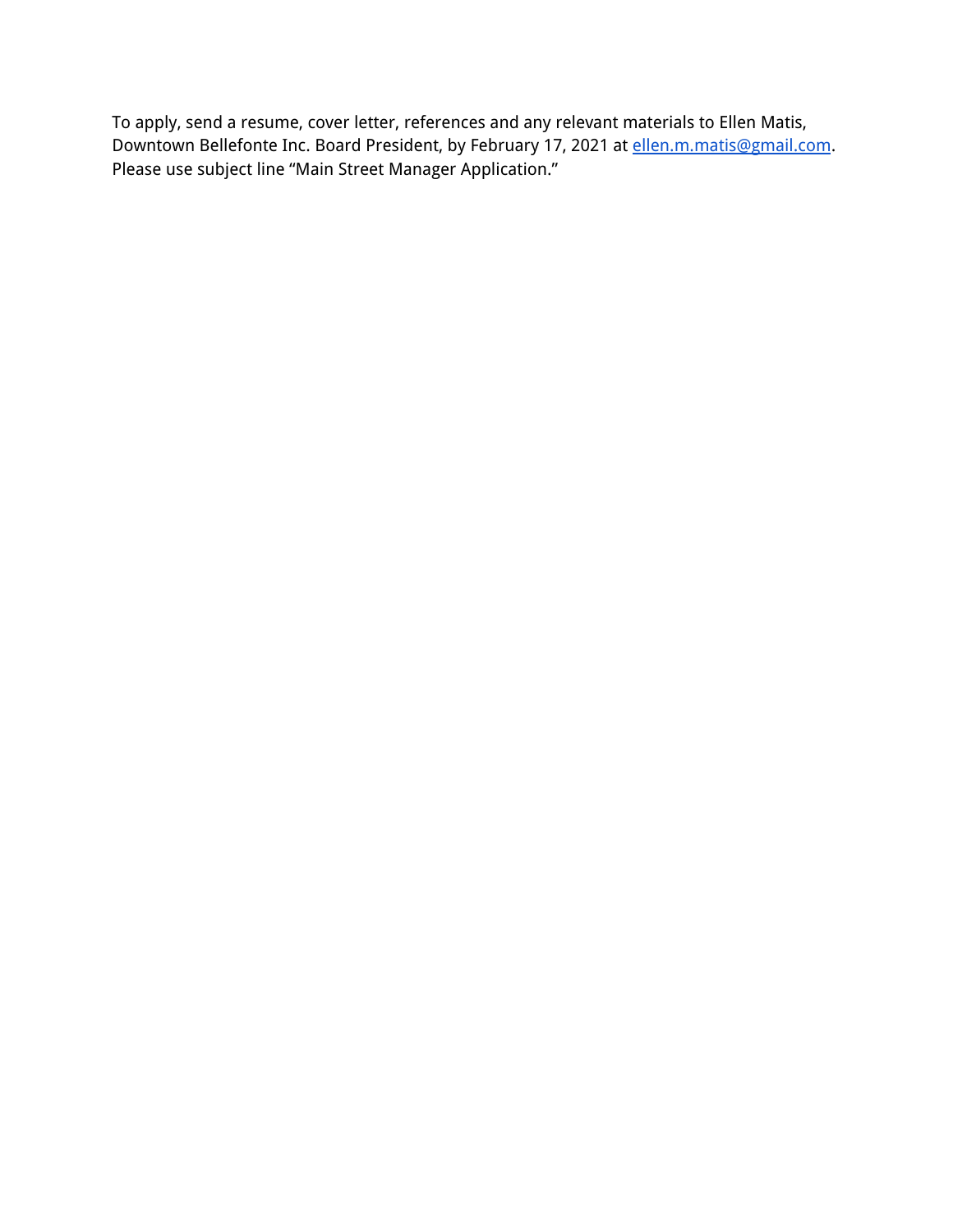To apply, send a resume, cover letter, references and any relevant materials to Ellen Matis, Downtown Bellefonte Inc. Board President, by February 17, 2021 at ellen.m.matis@gmail.com. Please use subject line "Main Street Manager Application."